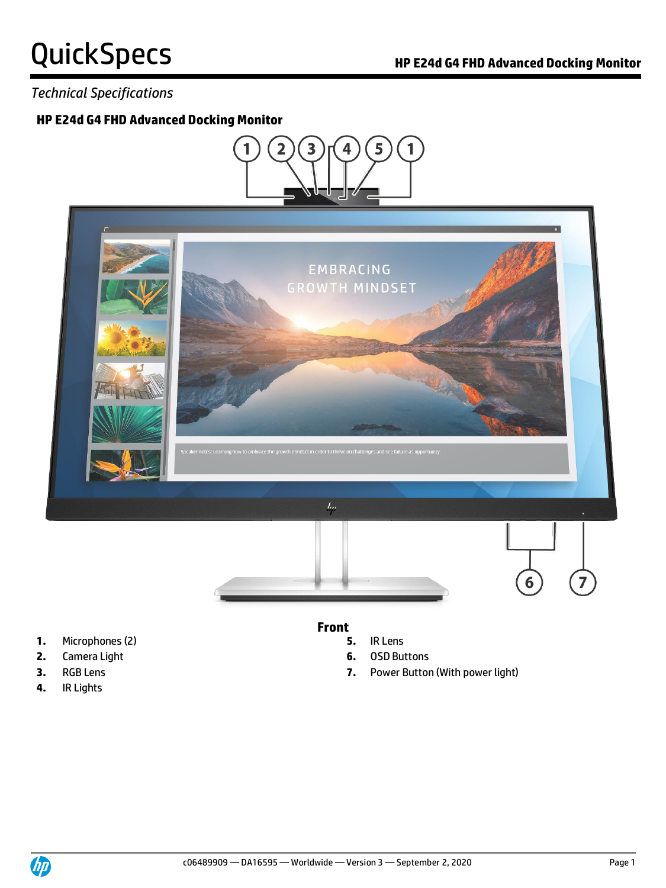# QuickSpecs

*Technical Specifications*

## HP E24d G4 FHD Advanced Docking Monitor

### Front

1. Microphones (2)
2. Camera Light
3. RGB Lens
4. IR Lights
5. IR Lens
6. OSD Buttons
7. Power Button (With power light)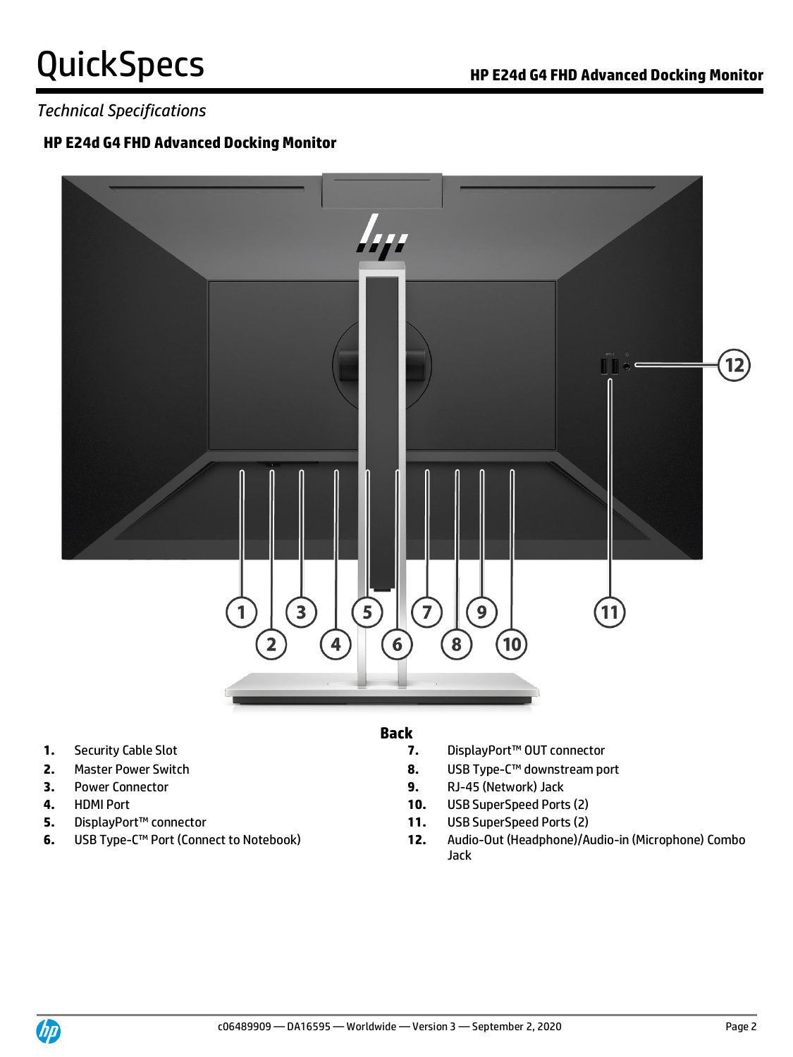*Technical Specifications*

## HP E24d G4 FHD Advanced Docking Monitor

**Back**

1. Security Cable Slot
2. Master Power Switch
3. Power Connector
4. HDMI Port
5. DisplayPort™ connector
6. USB Type-C™ Port (Connect to Notebook)
7. DisplayPort™ OUT connector
8. USB Type-C™ downstream port
9. RJ-45 (Network) Jack
10. USB SuperSpeed Ports (2)
11. USB SuperSpeed Ports (2)
12. Audio-Out (Headphone)/Audio-in (Microphone) Combo Jack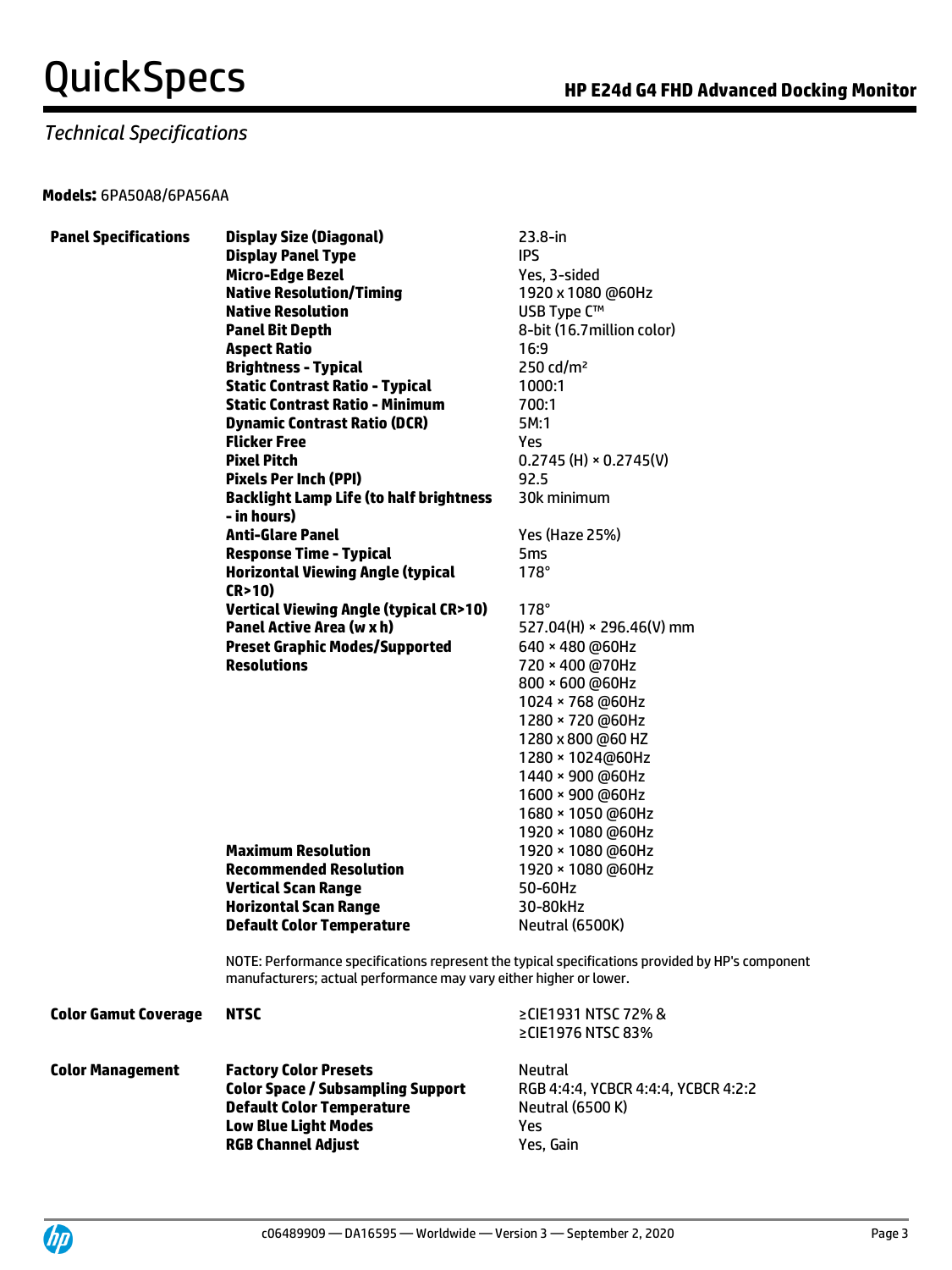*Technical Specifications*

**Models:** 6PA50A8/6PA56AA

| | | |
|---|---|---|
| **Panel Specifications** | **Display Size (Diagonal)** | 23.8-in |
| | **Display Panel Type** | IPS |
| | **Micro-Edge Bezel** | Yes, 3-sided |
| | **Native Resolution/Timing** | 1920 x 1080 @60Hz |
| | **Native Resolution** | USB Type C™ |
| | **Panel Bit Depth** | 8-bit (16.7million color) |
| | **Aspect Ratio** | 16:9 |
| | **Brightness - Typical** | 250 cd/m² |
| | **Static Contrast Ratio - Typical** | 1000:1 |
| | **Static Contrast Ratio - Minimum** | 700:1 |
| | **Dynamic Contrast Ratio (DCR)** | 5M:1 |
| | **Flicker Free** | Yes |
| | **Pixel Pitch** | 0.2745 (H) × 0.2745(V) |
| | **Pixels Per Inch (PPI)** | 92.5 |
| | **Backlight Lamp Life (to half brightness - in hours)** | 30k minimum |
| | **Anti-Glare Panel** | Yes (Haze 25%) |
| | **Response Time - Typical** | 5ms |
| | **Horizontal Viewing Angle (typical CR>10)** | 178° |
| | **Vertical Viewing Angle (typical CR>10)** | 178° |
| | **Panel Active Area (w x h)** | 527.04(H) × 296.46(V) mm |
| | **Preset Graphic Modes/Supported Resolutions** | 640 × 480 @60Hz<br>720 × 400 @70Hz<br>800 × 600 @60Hz<br>1024 × 768 @60Hz<br>1280 × 720 @60Hz<br>1280 x 800 @60 HZ<br>1280 × 1024@60Hz<br>1440 × 900 @60Hz<br>1600 × 900 @60Hz<br>1680 × 1050 @60Hz<br>1920 × 1080 @60Hz |
| | **Maximum Resolution** | 1920 × 1080 @60Hz |
| | **Recommended Resolution** | 1920 × 1080 @60Hz |
| | **Vertical Scan Range** | 50-60Hz |
| | **Horizontal Scan Range** | 30-80kHz |
| | **Default Color Temperature** | Neutral (6500K) |

NOTE: Performance specifications represent the typical specifications provided by HP's component manufacturers; actual performance may vary either higher or lower.

| | | |
|---|---|---|
| **Color Gamut Coverage** | **NTSC** | ≥CIE1931 NTSC 72% &<br>≥CIE1976 NTSC 83% |
| **Color Management** | **Factory Color Presets** | Neutral |
| | **Color Space / Subsampling Support** | RGB 4:4:4, YCBCR 4:4:4, YCBCR 4:2:2 |
| | **Default Color Temperature** | Neutral (6500 K) |
| | **Low Blue Light Modes** | Yes |
| | **RGB Channel Adjust** | Yes, Gain |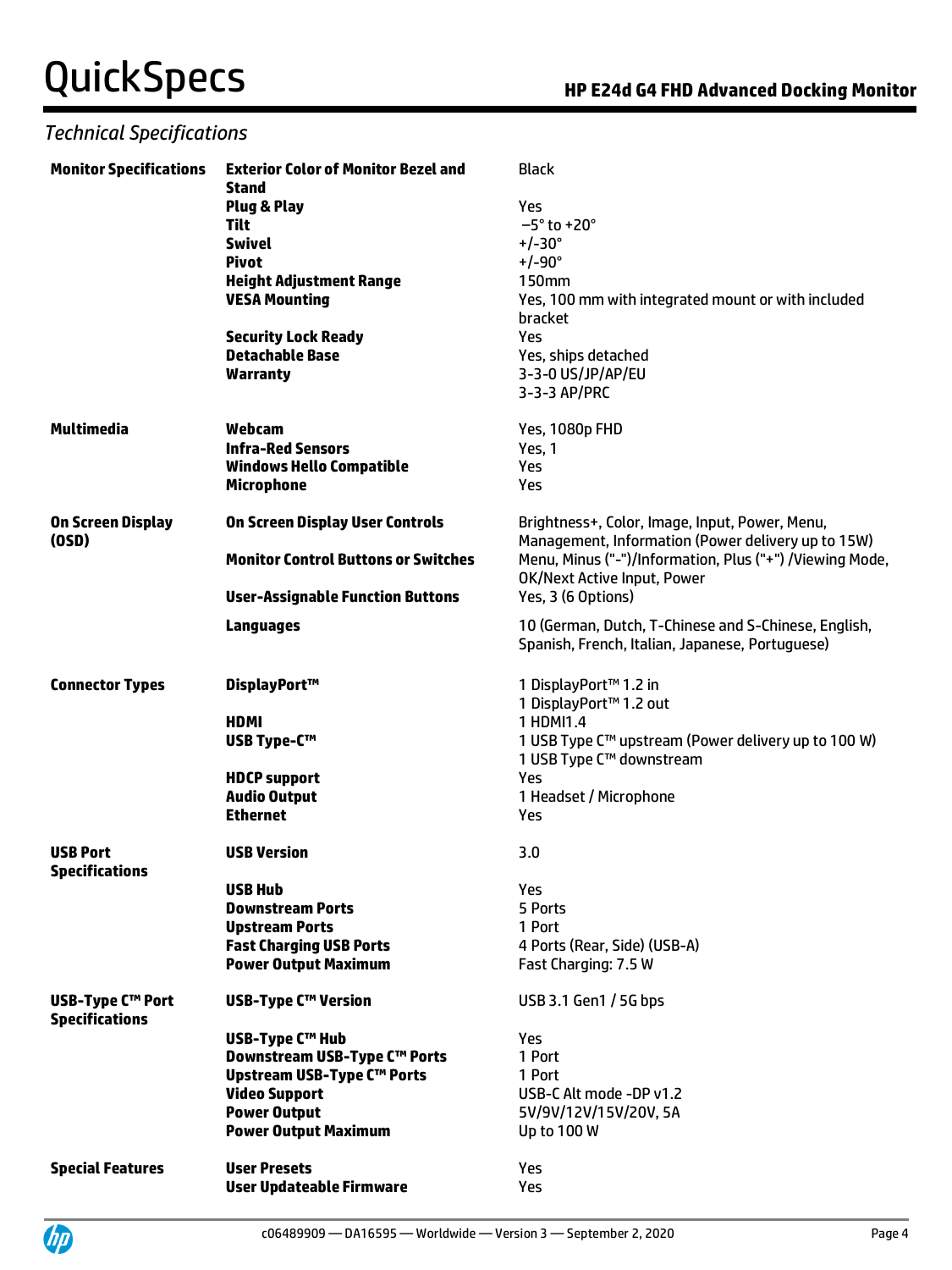## Technical Specifications

| | | |
|---|---|---|
| **Monitor Specifications** | **Exterior Color of Monitor Bezel and Stand** | Black |
| | **Plug & Play** | Yes |
| | **Tilt** | −5° to +20° |
| | **Swivel** | +/-30° |
| | **Pivot** | +/-90° |
| | **Height Adjustment Range** | 150mm |
| | **VESA Mounting** | Yes, 100 mm with integrated mount or with included bracket |
| | **Security Lock Ready** | Yes |
| | **Detachable Base** | Yes, ships detached |
| | **Warranty** | 3-3-0 US/JP/AP/EU<br>3-3-3 AP/PRC |
| **Multimedia** | **Webcam** | Yes, 1080p FHD |
| | **Infra-Red Sensors** | Yes, 1 |
| | **Windows Hello Compatible** | Yes |
| | **Microphone** | Yes |
| **On Screen Display (OSD)** | **On Screen Display User Controls** | Brightness+, Color, Image, Input, Power, Menu, Management, Information (Power delivery up to 15W) |
| | **Monitor Control Buttons or Switches** | Menu, Minus ("-")/Information, Plus ("+") /Viewing Mode, OK/Next Active Input, Power |
| | **User-Assignable Function Buttons** | Yes, 3 (6 Options) |
| | **Languages** | 10 (German, Dutch, T-Chinese and S-Chinese, English, Spanish, French, Italian, Japanese, Portuguese) |
| **Connector Types** | **DisplayPort™** | 1 DisplayPort™ 1.2 in<br>1 DisplayPort™ 1.2 out |
| | **HDMI** | 1 HDMI1.4 |
| | **USB Type-C™** | 1 USB Type C™ upstream (Power delivery up to 100 W)<br>1 USB Type C™ downstream |
| | **HDCP support** | Yes |
| | **Audio Output** | 1 Headset / Microphone |
| | **Ethernet** | Yes |
| **USB Port Specifications** | **USB Version** | 3.0 |
| | **USB Hub** | Yes |
| | **Downstream Ports** | 5 Ports |
| | **Upstream Ports** | 1 Port |
| | **Fast Charging USB Ports** | 4 Ports (Rear, Side) (USB-A) |
| | **Power Output Maximum** | Fast Charging: 7.5 W |
| **USB-Type C™ Port Specifications** | **USB-Type C™ Version** | USB 3.1 Gen1 / 5G bps |
| | **USB-Type C™ Hub** | Yes |
| | **Downstream USB-Type C™ Ports** | 1 Port |
| | **Upstream USB-Type C™ Ports** | 1 Port |
| | **Video Support** | USB-C Alt mode -DP v1.2 |
| | **Power Output** | 5V/9V/12V/15V/20V, 5A |
| | **Power Output Maximum** | Up to 100 W |
| **Special Features** | **User Presets** | Yes |
| | **User Updateable Firmware** | Yes |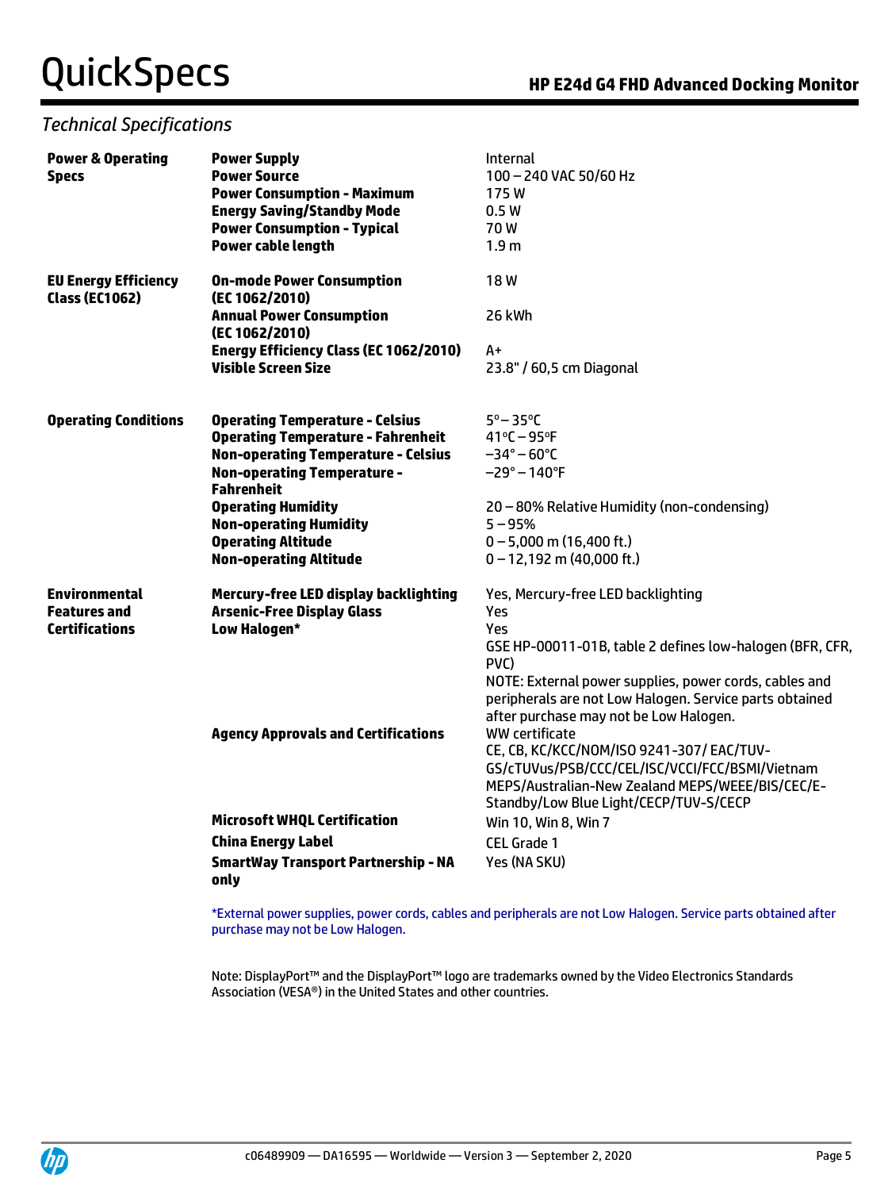## Technical Specifications

| | | |
|---|---|---|
| **Power & Operating Specs** | **Power Supply** | Internal |
| | **Power Source** | 100 – 240 VAC 50/60 Hz |
| | **Power Consumption - Maximum** | 175 W |
| | **Energy Saving/Standby Mode** | 0.5 W |
| | **Power Consumption - Typical** | 70 W |
| | **Power cable length** | 1.9 m |
| **EU Energy Efficiency Class (EC1062)** | **On-mode Power Consumption (EC 1062/2010)** | 18 W |
| | **Annual Power Consumption (EC 1062/2010)** | 26 kWh |
| | **Energy Efficiency Class (EC 1062/2010)** | A+ |
| | **Visible Screen Size** | 23.8" / 60,5 cm Diagonal |
| **Operating Conditions** | **Operating Temperature - Celsius** | 5° – 35°C |
| | **Operating Temperature - Fahrenheit** | 41°C – 95°F |
| | **Non-operating Temperature - Celsius** | −34° – 60°C |
| | **Non-operating Temperature - Fahrenheit** | −29° – 140°F |
| | **Operating Humidity** | 20 – 80% Relative Humidity (non-condensing) |
| | **Non-operating Humidity** | 5 – 95% |
| | **Operating Altitude** | 0 – 5,000 m (16,400 ft.) |
| | **Non-operating Altitude** | 0 – 12,192 m (40,000 ft.) |
| **Environmental Features and Certifications** | **Mercury-free LED display backlighting** | Yes, Mercury-free LED backlighting |
| | **Arsenic-Free Display Glass** | Yes |
| | **Low Halogen*** | Yes<br>GSE HP-00011-01B, table 2 defines low-halogen (BFR, CFR, PVC)<br>NOTE: External power supplies, power cords, cables and peripherals are not Low Halogen. Service parts obtained after purchase may not be Low Halogen. |
| | **Agency Approvals and Certifications** | WW certificate<br>CE, CB, KC/KCC/NOM/ISO 9241-307/ EAC/TUV-GS/cTUVus/PSB/CCC/CEL/ISC/VCCI/FCC/BSMI/Vietnam MEPS/Australian-New Zealand MEPS/WEEE/BIS/CEC/E-Standby/Low Blue Light/CECP/TUV-S/CECP |
| | **Microsoft WHQL Certification** | Win 10, Win 8, Win 7 |
| | **China Energy Label** | CEL Grade 1 |
| | **SmartWay Transport Partnership - NA only** | Yes (NA SKU) |

*External power supplies, power cords, cables and peripherals are not Low Halogen. Service parts obtained after purchase may not be Low Halogen.

Note: DisplayPort™ and the DisplayPort™ logo are trademarks owned by the Video Electronics Standards Association (VESA®) in the United States and other countries.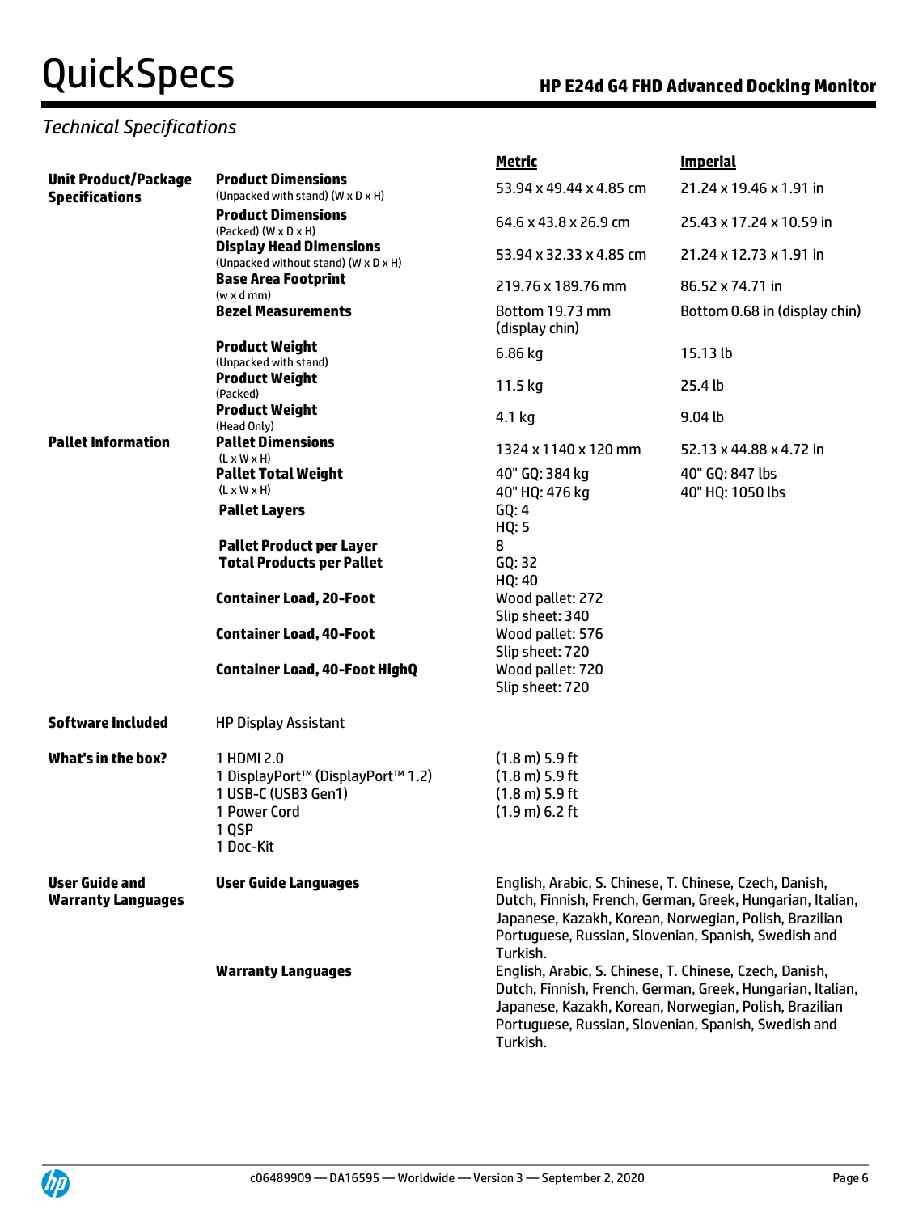## Technical Specifications

| | | Metric | Imperial |
|---|---|---|---|
| **Unit Product/Package Specifications** | **Product Dimensions** (Unpacked with stand) (W x D x H) | 53.94 x 49.44 x 4.85 cm | 21.24 x 19.46 x 1.91 in |
| | **Product Dimensions** (Packed) (W x D x H) | 64.6 x 43.8 x 26.9 cm | 25.43 x 17.24 x 10.59 in |
| | **Display Head Dimensions** (Unpacked without stand) (W x D x H) | 53.94 x 32.33 x 4.85 cm | 21.24 x 12.73 x 1.91 in |
| | **Base Area Footprint** (w x d mm) | 219.76 x 189.76 mm | 86.52 x 74.71 in |
| | **Bezel Measurements** | Bottom 19.73 mm (display chin) | Bottom 0.68 in (display chin) |
| | **Product Weight** (Unpacked with stand) | 6.86 kg | 15.13 lb |
| | **Product Weight** (Packed) | 11.5 kg | 25.4 lb |
| | **Product Weight** (Head Only) | 4.1 kg | 9.04 lb |
| **Pallet Information** | **Pallet Dimensions** (L x W x H) | 1324 x 1140 x 120 mm | 52.13 x 44.88 x 4.72 in |
| | **Pallet Total Weight** (L x W x H) | 40" GQ: 384 kg<br>40" HQ: 476 kg | 40" GQ: 847 lbs<br>40" HQ: 1050 lbs |
| | **Pallet Layers** | GQ: 4<br>HQ: 5 | |
| | **Pallet Product per Layer** | 8 | |
| | **Total Products per Pallet** | GQ: 32<br>HQ: 40 | |
| | **Container Load, 20-Foot** | Wood pallet: 272<br>Slip sheet: 340 | |
| | **Container Load, 40-Foot** | Wood pallet: 576<br>Slip sheet: 720 | |
| | **Container Load, 40-Foot HighQ** | Wood pallet: 720<br>Slip sheet: 720 | |
| **Software Included** | HP Display Assistant | | |
| **What's in the box?** | 1 HDMI 2.0<br>1 DisplayPort™ (DisplayPort™ 1.2)<br>1 USB-C (USB3 Gen1)<br>1 Power Cord<br>1 QSP<br>1 Doc-Kit | (1.8 m) 5.9 ft<br>(1.8 m) 5.9 ft<br>(1.8 m) 5.9 ft<br>(1.9 m) 6.2 ft | |
| **User Guide and Warranty Languages** | **User Guide Languages** | English, Arabic, S. Chinese, T. Chinese, Czech, Danish, Dutch, Finnish, French, German, Greek, Hungarian, Italian, Japanese, Kazakh, Korean, Norwegian, Polish, Brazilian Portuguese, Russian, Slovenian, Spanish, Swedish and Turkish. | |
| | **Warranty Languages** | English, Arabic, S. Chinese, T. Chinese, Czech, Danish, Dutch, Finnish, French, German, Greek, Hungarian, Italian, Japanese, Kazakh, Korean, Norwegian, Polish, Brazilian Portuguese, Russian, Slovenian, Spanish, Swedish and Turkish. | |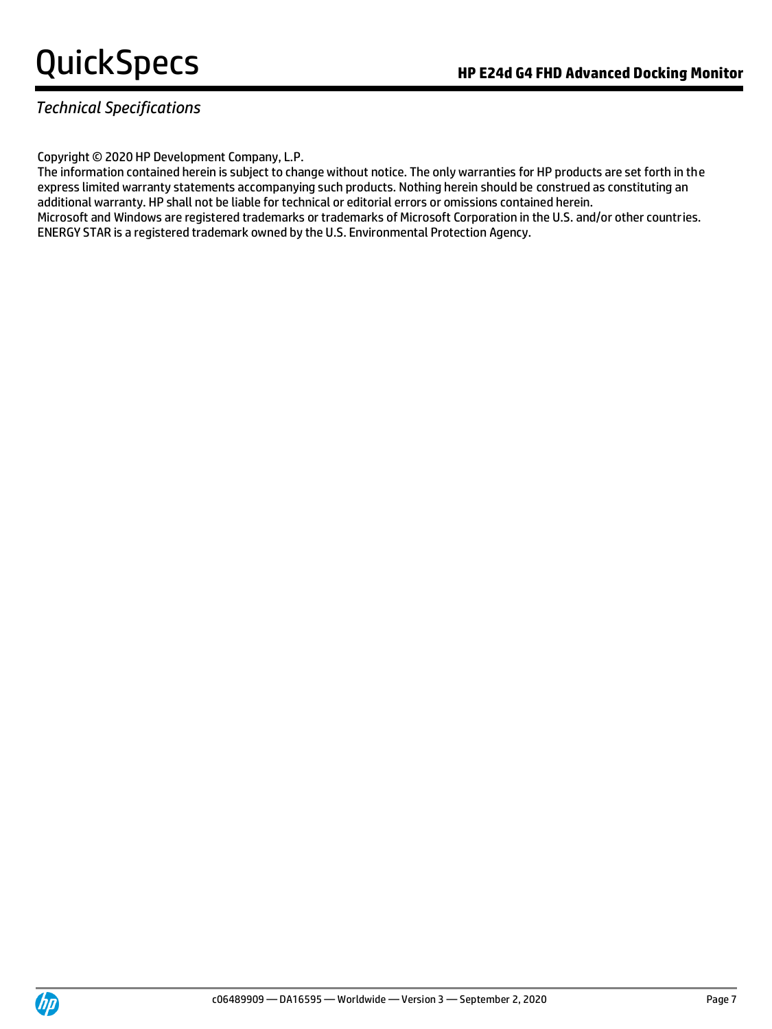*Technical Specifications*

Copyright © 2020 HP Development Company, L.P.
The information contained herein is subject to change without notice. The only warranties for HP products are set forth in the express limited warranty statements accompanying such products. Nothing herein should be construed as constituting an additional warranty. HP shall not be liable for technical or editorial errors or omissions contained herein.
Microsoft and Windows are registered trademarks or trademarks of Microsoft Corporation in the U.S. and/or other countries.
ENERGY STAR is a registered trademark owned by the U.S. Environmental Protection Agency.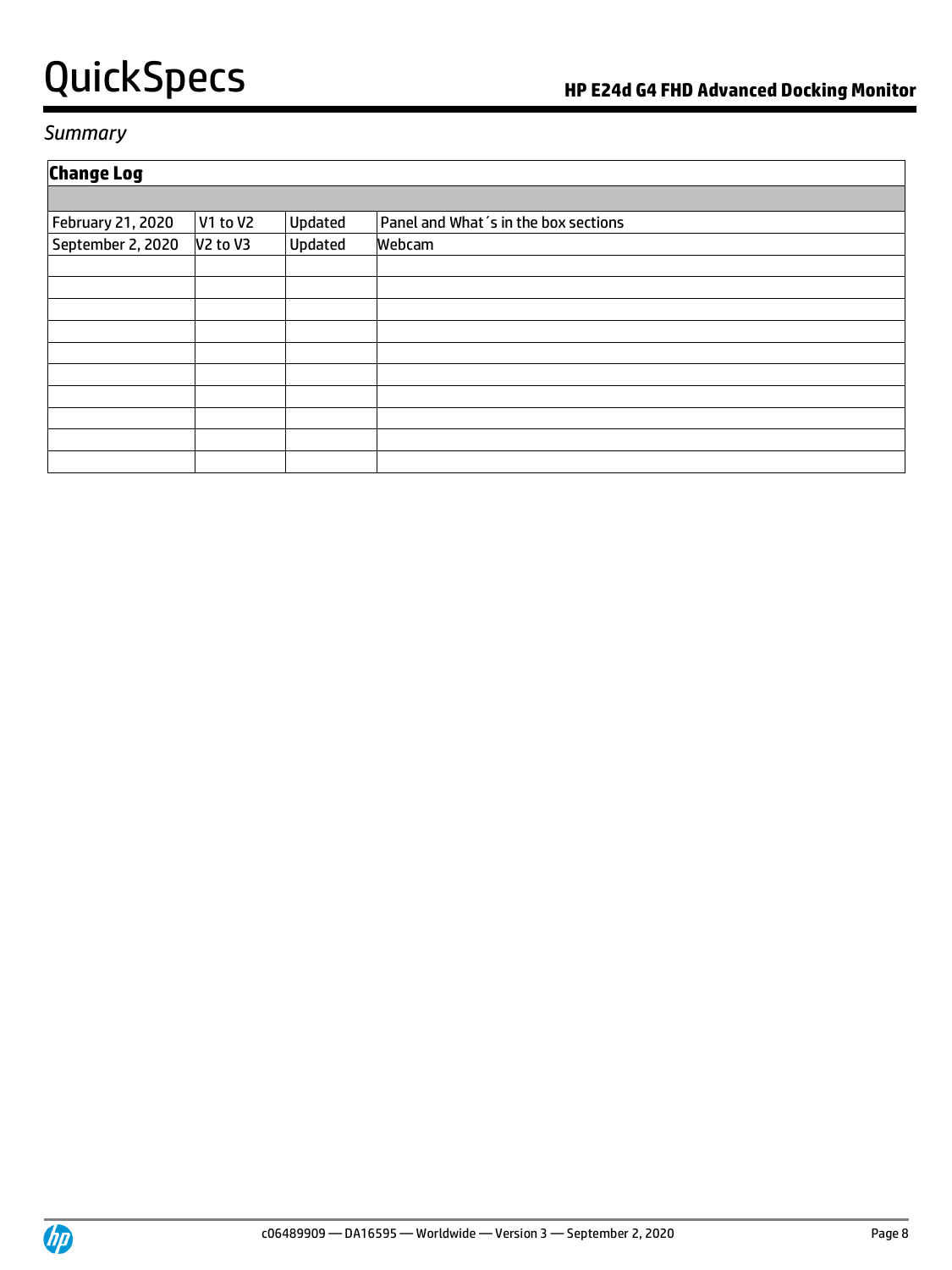*Summary*

| Change Log | | | |
|---|---|---|---|
| | | | |
| February 21, 2020 | V1 to V2 | Updated | Panel and What´s in the box sections |
| September 2, 2020 | V2 to V3 | Updated | Webcam |
| | | | |
| | | | |
| | | | |
| | | | |
| | | | |
| | | | |
| | | | |
| | | | |
| | | | |
| | | | |